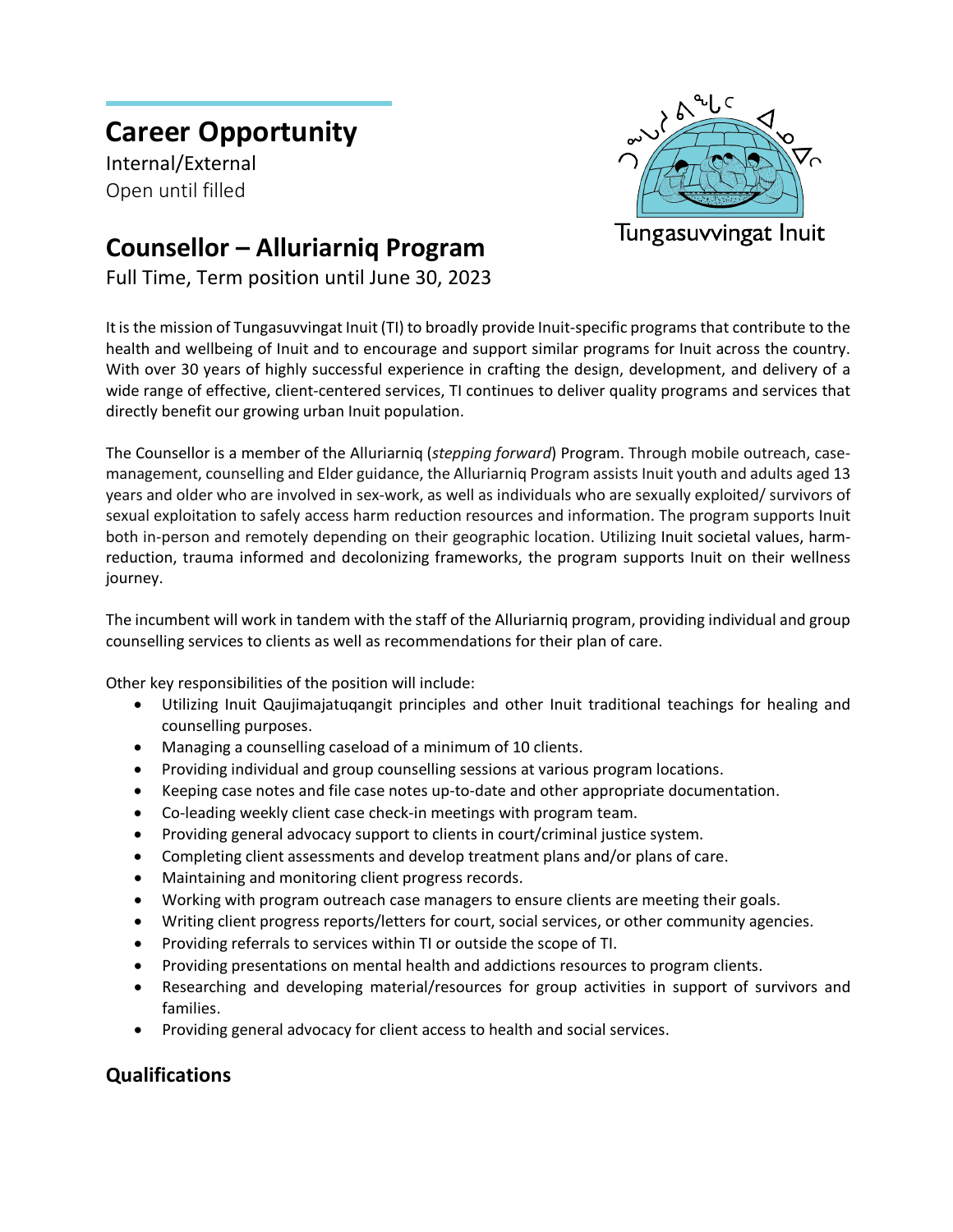# Career Opportunity

Internal/External
Open until filled

Tungasuvvingat Inuit

# Counsellor – Alluriarniq Program

Full Time, Term position until June 30, 2023

It is the mission of Tungasuvvingat Inuit (TI) to broadly provide Inuit-specific programs that contribute to the health and wellbeing of Inuit and to encourage and support similar programs for Inuit across the country. With over 30 years of highly successful experience in crafting the design, development, and delivery of a wide range of effective, client-centered services, TI continues to deliver quality programs and services that directly benefit our growing urban Inuit population.

The Counsellor is a member of the Alluriarniq (*stepping forward*) Program. Through mobile outreach, case-management, counselling and Elder guidance, the Alluriarniq Program assists Inuit youth and adults aged 13 years and older who are involved in sex-work, as well as individuals who are sexually exploited/ survivors of sexual exploitation to safely access harm reduction resources and information. The program supports Inuit both in-person and remotely depending on their geographic location. Utilizing Inuit societal values, harm-reduction, trauma informed and decolonizing frameworks, the program supports Inuit on their wellness journey.

The incumbent will work in tandem with the staff of the Alluriarniq program, providing individual and group counselling services to clients as well as recommendations for their plan of care.

Other key responsibilities of the position will include:

- Utilizing Inuit Qaujimajatuqangit principles and other Inuit traditional teachings for healing and counselling purposes.
- Managing a counselling caseload of a minimum of 10 clients.
- Providing individual and group counselling sessions at various program locations.
- Keeping case notes and file case notes up-to-date and other appropriate documentation.
- Co-leading weekly client case check-in meetings with program team.
- Providing general advocacy support to clients in court/criminal justice system.
- Completing client assessments and develop treatment plans and/or plans of care.
- Maintaining and monitoring client progress records.
- Working with program outreach case managers to ensure clients are meeting their goals.
- Writing client progress reports/letters for court, social services, or other community agencies.
- Providing referrals to services within TI or outside the scope of TI.
- Providing presentations on mental health and addictions resources to program clients.
- Researching and developing material/resources for group activities in support of survivors and families.
- Providing general advocacy for client access to health and social services.

## Qualifications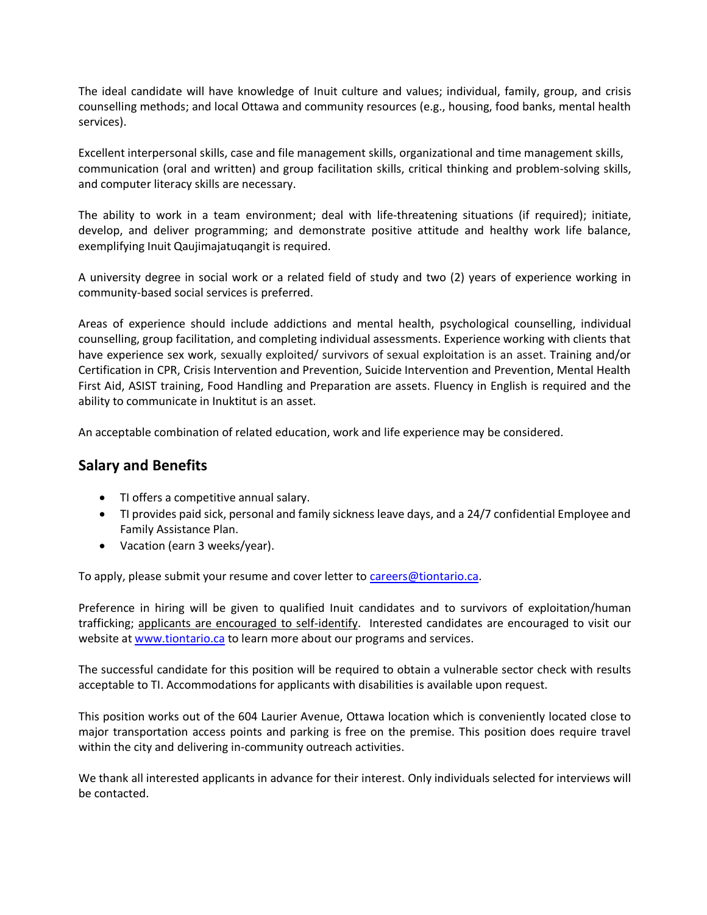The ideal candidate will have knowledge of Inuit culture and values; individual, family, group, and crisis counselling methods; and local Ottawa and community resources (e.g., housing, food banks, mental health services).

Excellent interpersonal skills, case and file management skills, organizational and time management skills, communication (oral and written) and group facilitation skills, critical thinking and problem-solving skills, and computer literacy skills are necessary.

The ability to work in a team environment; deal with life-threatening situations (if required); initiate, develop, and deliver programming; and demonstrate positive attitude and healthy work life balance, exemplifying Inuit Qaujimajatuqangit is required.

A university degree in social work or a related field of study and two (2) years of experience working in community-based social services is preferred.

Areas of experience should include addictions and mental health, psychological counselling, individual counselling, group facilitation, and completing individual assessments. Experience working with clients that have experience sex work, sexually exploited/ survivors of sexual exploitation is an asset. Training and/or Certification in CPR, Crisis Intervention and Prevention, Suicide Intervention and Prevention, Mental Health First Aid, ASIST training, Food Handling and Preparation are assets. Fluency in English is required and the ability to communicate in Inuktitut is an asset.

An acceptable combination of related education, work and life experience may be considered.

## Salary and Benefits

- TI offers a competitive annual salary.
- TI provides paid sick, personal and family sickness leave days, and a 24/7 confidential Employee and Family Assistance Plan.
- Vacation (earn 3 weeks/year).

To apply, please submit your resume and cover letter to careers@tiontario.ca.

Preference in hiring will be given to qualified Inuit candidates and to survivors of exploitation/human trafficking; applicants are encouraged to self-identify. Interested candidates are encouraged to visit our website at www.tiontario.ca to learn more about our programs and services.

The successful candidate for this position will be required to obtain a vulnerable sector check with results acceptable to TI. Accommodations for applicants with disabilities is available upon request.

This position works out of the 604 Laurier Avenue, Ottawa location which is conveniently located close to major transportation access points and parking is free on the premise. This position does require travel within the city and delivering in-community outreach activities.

We thank all interested applicants in advance for their interest. Only individuals selected for interviews will be contacted.